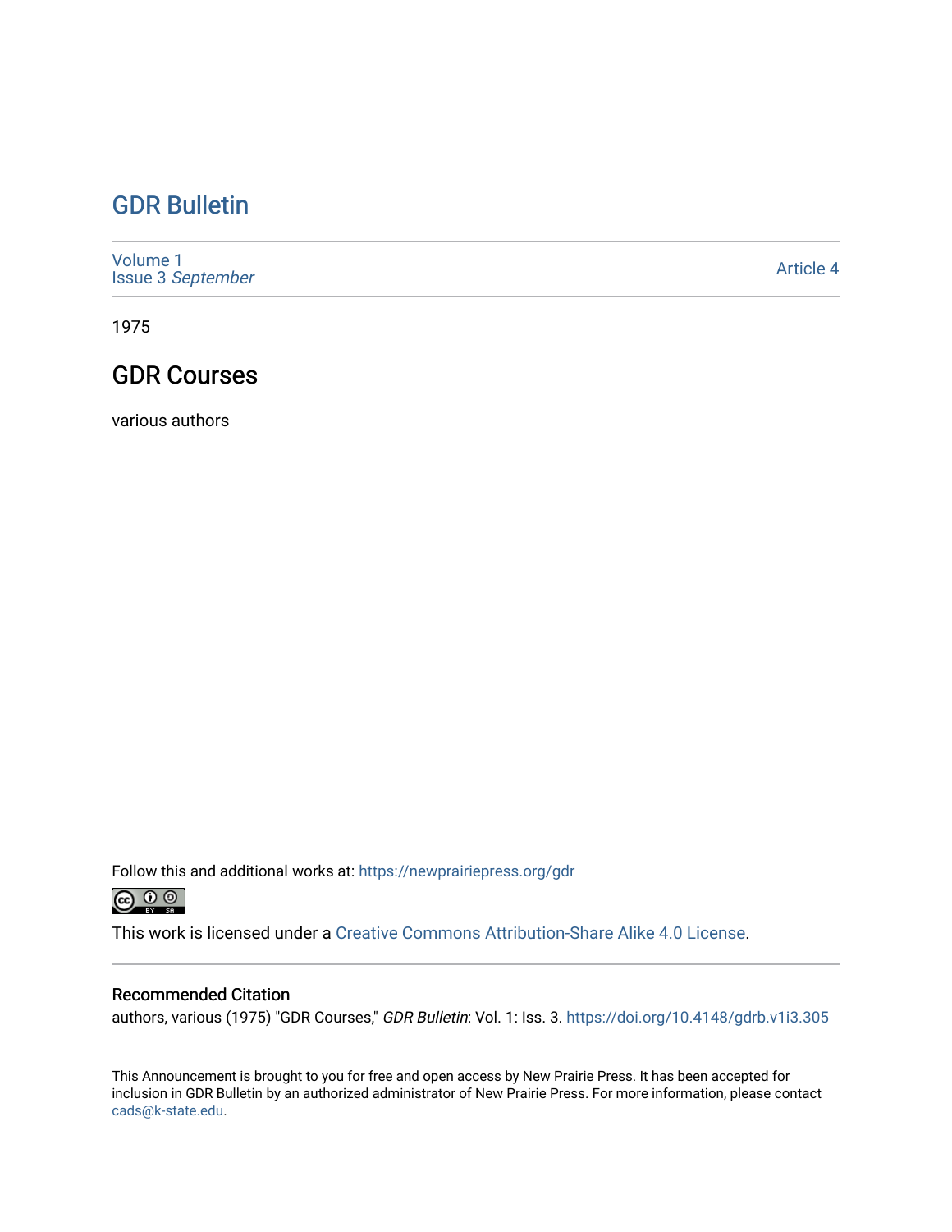# GDR Bulletin

Volume 1
Issue 3 *September*

Article 4

1975

## GDR Courses

various authors

Follow this and additional works at: https://newprairiepress.org/gdr

This work is licensed under a Creative Commons Attribution-Share Alike 4.0 License.

### Recommended Citation

authors, various (1975) "GDR Courses," *GDR Bulletin*: Vol. 1: Iss. 3. https://doi.org/10.4148/gdrb.v1i3.305

This Announcement is brought to you for free and open access by New Prairie Press. It has been accepted for inclusion in GDR Bulletin by an authorized administrator of New Prairie Press. For more information, please contact cads@k-state.edu.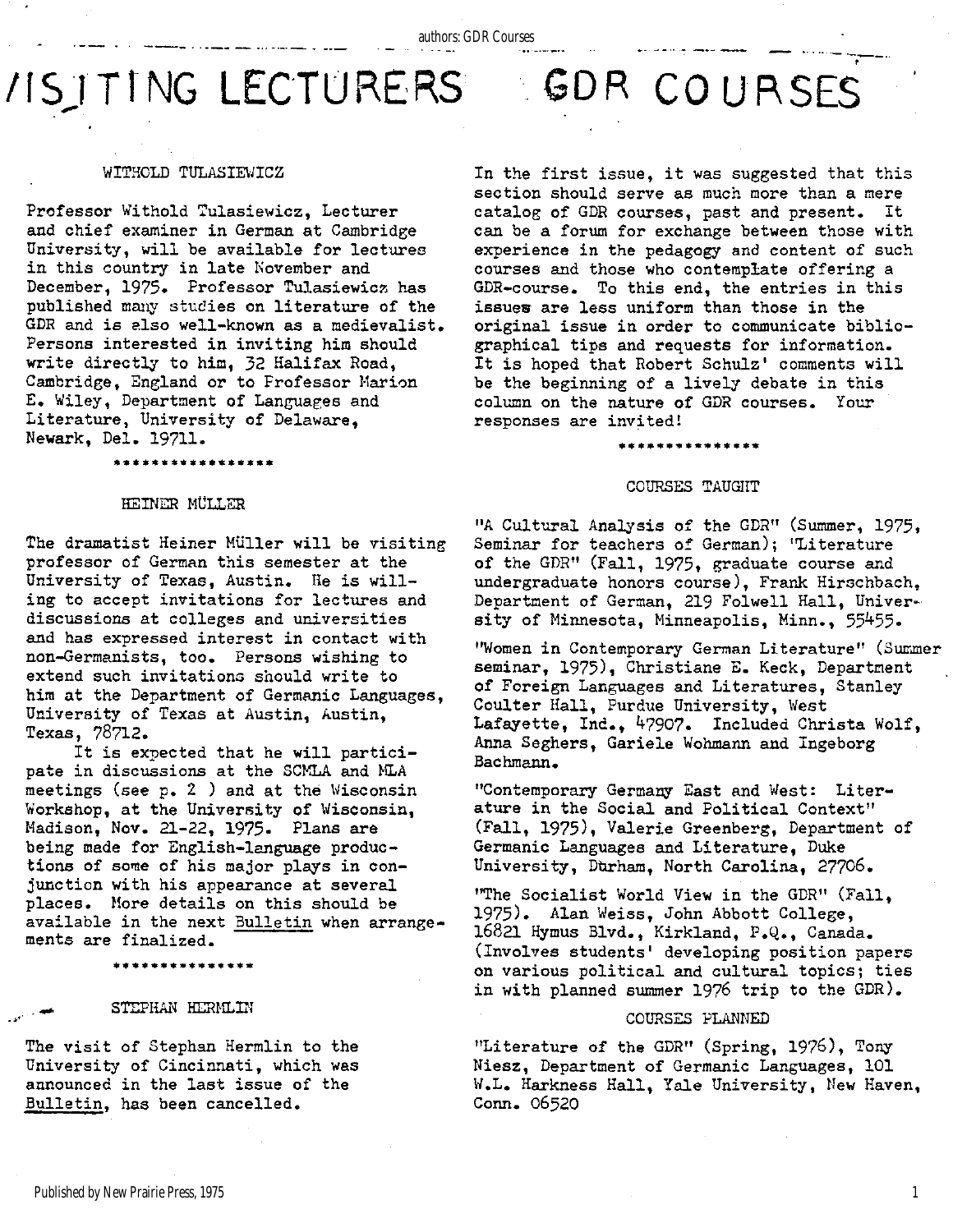# VISITING LECTURERS

### WITHOLD TULASIEWICZ

Professor Withold Tulasiewicz, Lecturer and chief examiner in German at Cambridge University, will be available for lectures in this country in late November and December, 1975. Professor Tulasiewicz has published many studies on literature of the GDR and is also well-known as a medievalist. Persons interested in inviting him should write directly to him, 32 Halifax Road, Cambridge, England or to Professor Marion E. Wiley, Department of Languages and Literature, University of Delaware, Newark, Del. 19711.

\*\*\*\*\*\*\*\*\*\*\*\*\*\*\*\*\*

### HEINER MÜLLER

The dramatist Heiner Müller will be visiting professor of German this semester at the University of Texas, Austin. He is willing to accept invitations for lectures and discussions at colleges and universities and has expressed interest in contact with non-Germanists, too. Persons wishing to extend such invitations should write to him at the Department of Germanic Languages, University of Texas at Austin, Austin, Texas, 78712.

It is expected that he will participate in discussions at the SCMLA and MLA meetings (see p. 2 ) and at the Wisconsin Workshop, at the University of Wisconsin, Madison, Nov. 21-22, 1975. Plans are being made for English-language productions of some of his major plays in conjunction with his appearance at several places. More details on this should be available in the next Bulletin when arrangements are finalized.

\*\*\*\*\*\*\*\*\*\*\*\*\*\*\*

### STEPHAN HERMLIN

The visit of Stephan Hermlin to the University of Cincinnati, which was announced in the last issue of the Bulletin, has been cancelled.

# GDR COURSES

In the first issue, it was suggested that this section should serve as much more than a mere catalog of GDR courses, past and present. It can be a forum for exchange between those with experience in the pedagogy and content of such courses and those who contemplate offering a GDR-course. To this end, the entries in this issues are less uniform than those in the original issue in order to communicate bibliographical tips and requests for information. It is hoped that Robert Schulz' comments will be the beginning of a lively debate in this column on the nature of GDR courses. Your responses are invited!

\*\*\*\*\*\*\*\*\*\*\*\*\*\*\*

### COURSES TAUGHT

"A Cultural Analysis of the GDR" (Summer, 1975, Seminar for teachers of German); "Literature of the GDR" (Fall, 1975, graduate course and undergraduate honors course), Frank Hirschbach, Department of German, 219 Folwell Hall, University of Minnesota, Minneapolis, Minn., 55455.

"Women in Contemporary German Literature" (Summer seminar, 1975), Christiane E. Keck, Department of Foreign Languages and Literatures, Stanley Coulter Hall, Purdue University, West Lafayette, Ind., 47907. Included Christa Wolf, Anna Seghers, Gariele Wohmann and Ingeborg Bachmann.

"Contemporary Germany East and West: Literature in the Social and Political Context" (Fall, 1975), Valerie Greenberg, Department of Germanic Languages and Literature, Duke University, Durham, North Carolina, 27706.

"The Socialist World View in the GDR" (Fall, 1975). Alan Weiss, John Abbott College, 16821 Hymus Blvd., Kirkland, P.Q., Canada. (Involves students' developing position papers on various political and cultural topics; ties in with planned summer 1976 trip to the GDR).

### COURSES PLANNED

"Literature of the GDR" (Spring, 1976), Tony Niesz, Department of Germanic Languages, 101 W.L. Harkness Hall, Yale University, New Haven, Conn. 06520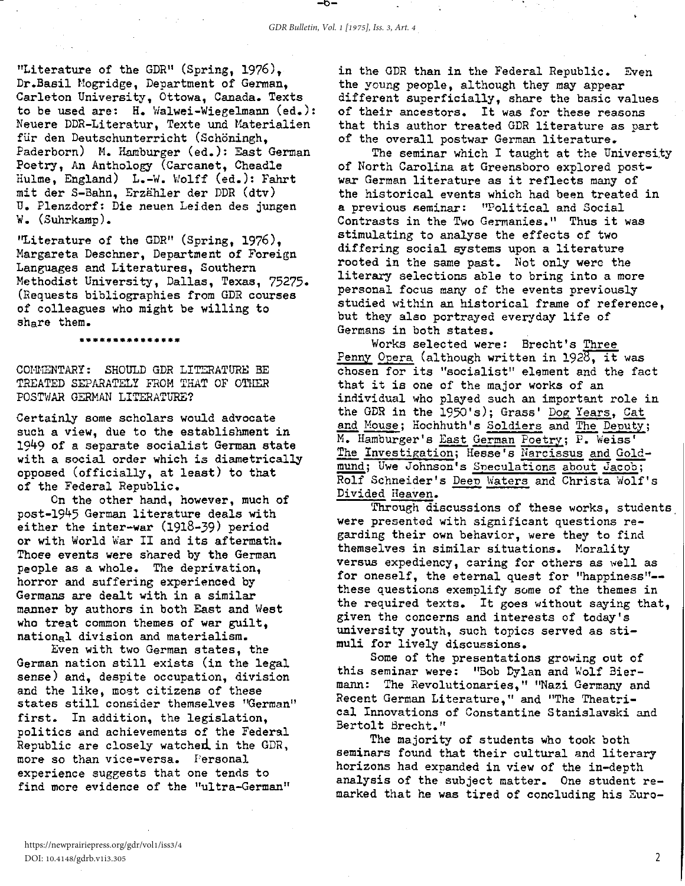"Literature of the GDR" (Spring, 1976), Dr.Basil Mogridge, Department of German, Carleton University, Ottowa, Canada. Texts to be used are: H. Walwei-Wiegelmann (ed.): Neuere DDR-Literatur, Texte und Materialien für den Deutschunterricht (Schöningh, Paderborn) M. Hamburger (ed.): East German Poetry, An Anthology (Carcanet, Cheadle Hulme, England) L.-W. Wolff (ed.): Fahrt mit der S-Bahn, Erzähler der DDR (dtv) U. Plenzdorf: Die neuen Leiden des jungen W. (Suhrkamp).

"Literature of the GDR" (Spring, 1976), Margareta Deschner, Department of Foreign Languages and Literatures, Southern Methodist University, Dallas, Texas, 75275. (Requests bibliographies from GDR courses of colleagues who might be willing to share them.

***************

## COMMENTARY: SHOULD GDR LITERATURE BE TREATED SEPARATELY FROM THAT OF OTHER POSTWAR GERMAN LITERATURE?

Certainly some scholars would advocate such a view, due to the establishment in 1949 of a separate socialist German state with a social order which is diametrically opposed (officially, at least) to that of the Federal Republic.

On the other hand, however, much of post-1945 German literature deals with either the inter-war (1918-39) period or with World War II and its aftermath. Those events were shared by the German people as a whole. The deprivation, horror and suffering experienced by Germans are dealt with in a similar manner by authors in both East and West who treat common themes of war guilt, national division and materialism.

Even with two German states, the German nation still exists (in the legal sense) and, despite occupation, division and the like, most citizens of these states still consider themselves "German" first. In addition, the legislation, politics and achievements of the Federal Republic are closely watched in the GDR, more so than vice-versa. Personal experience suggests that one tends to find more evidence of the "ultra-German" in the GDR than in the Federal Republic. Even the young people, although they may appear different superficially, share the basic values of their ancestors. It was for these reasons that this author treated GDR literature as part of the overall postwar German literature.

The seminar which I taught at the University of North Carolina at Greensboro explored postwar German literature as it reflects many of the historical events which had been treated in a previous seminar: "Political and Social Contrasts in the Two Germanies." Thus it was stimulating to analyse the effects of two differing social systems upon a literature rooted in the same past. Not only were the literary selections able to bring into a more personal focus many of the events previously studied within an historical frame of reference, but they also portrayed everyday life of Germans in both states.

Works selected were: Brecht's Three Penny Opera (although written in 1928, it was chosen for its "socialist" element and the fact that it is one of the major works of an individual who played such an important role in the GDR in the 1950's); Grass' Dog Years, Cat and Mouse; Hochhuth's Soldiers and The Deputy; M. Hamburger's East German Poetry; P. Weiss' The Investigation; Hesse's Narcissus and Goldmund; Uwe Johnson's Speculations about Jacob; Rolf Schneider's Deep Waters and Christa Wolf's Divided Heaven.

Through discussions of these works, students were presented with significant questions regarding their own behavior, were they to find themselves in similar situations. Morality versus expediency, caring for others as well as for oneself, the eternal quest for "happiness"--these questions exemplify some of the themes in the required texts. It goes without saying that, given the concerns and interests of today's university youth, such topics served as stimuli for lively discussions.

Some of the presentations growing out of this seminar were: "Bob Dylan and Wolf Biermann: The Revolutionaries," "Nazi Germany and Recent German Literature," and "The Theatrical Innovations of Constantine Stanislavski and Bertolt Brecht."

The majority of students who took both seminars found that their cultural and literary horizons had expanded in view of the in-depth analysis of the subject matter. One student remarked that he was tired of concluding his Euro-